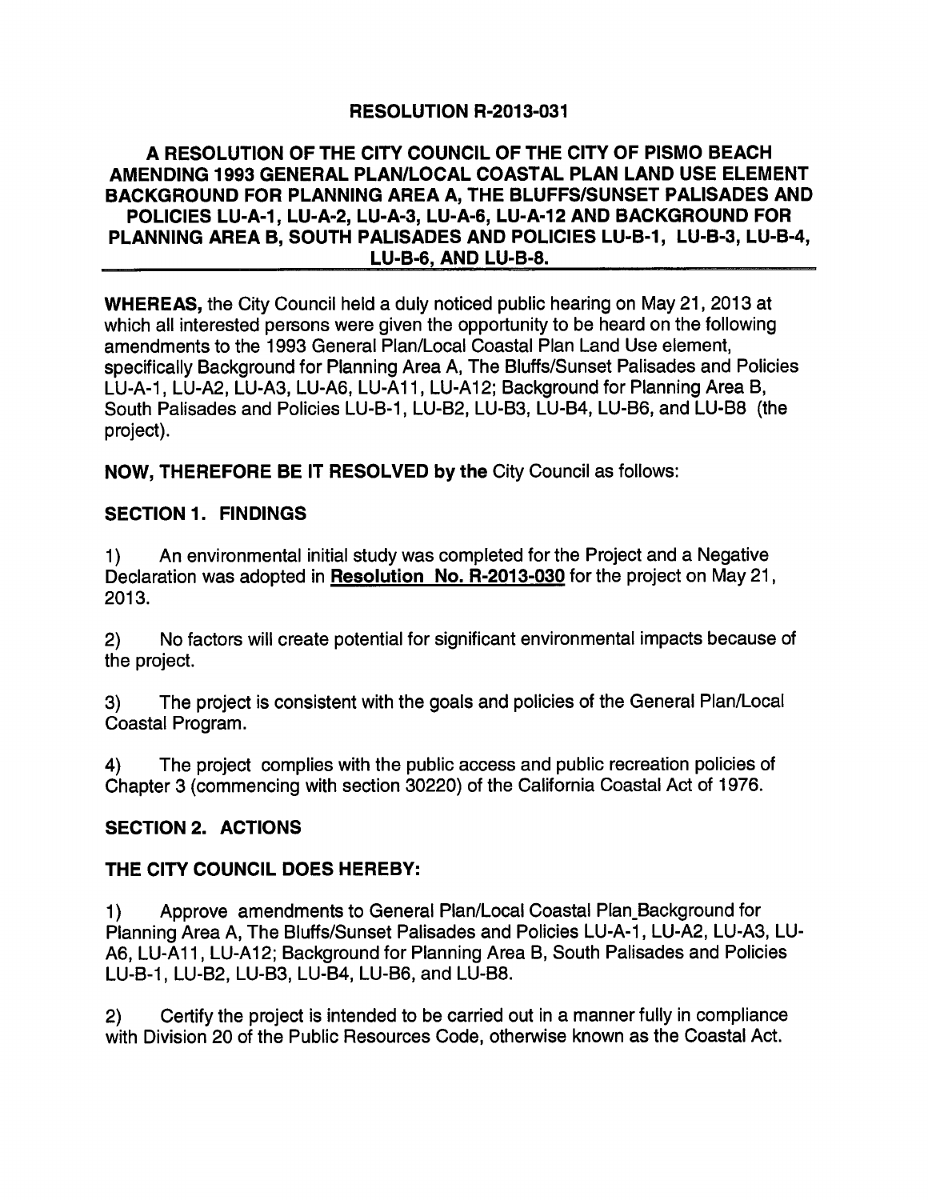# RESOLUTION R-2013-031

## A RESOLUTION OF THE CITY COUNCIL OF THE CITY OF PISMO BEACH AMENDING 1993 GENERAL PLAN/LOCAL COASTAL PLAN LAND USE ELEMENT BACKGROUND FOR PLANNING AREA A, THE BLUFFS/SUNSET PALISADES AND POLICIES LU-A-1, LU-A-2, LU-A-3, LU-A-6, LU-A-12 AND BACKGROUND FOR PLANNING AREA B, SOUTH PALISADES AND POLICIES LU-B-1, LU-B-3, LU-B-4, LU-B-6, AND LU-B-8.

**WHEREAS,** the City Council held a duly noticed public hearing on May 21, 2013 at which all interested persons were given the opportunity to be heard on the following amendments to the 1993 General Plan/Local Coastal Plan Land Use element, specifically Background for Planning Area A, The Bluffs/Sunset Palisades and Policies LU-A-1, LU-A2, LU-A3, LU-A6, LU-A11, LU-A12; Background for Planning Area B, South Palisades and Policies LU-B-1, LU-B2, LU-B3, LU-B4, LU-B6, and LU-B8 (the project).

**NOW, THEREFORE BE IT RESOLVED by the** City Council as follows:

**SECTION 1. FINDINGS**

1) An environmental initial study was completed for the Project and a Negative Declaration was adopted in **Resolution No. R-2013-030** for the project on May 21, 2013.

2) No factors will create potential for significant environmental impacts because of the project.

3) The project is consistent with the goals and policies of the General Plan/Local Coastal Program.

4) The project complies with the public access and public recreation policies of Chapter 3 (commencing with section 30220) of the California Coastal Act of 1976.

**SECTION 2. ACTIONS**

**THE CITY COUNCIL DOES HEREBY:**

1) Approve amendments to General Plan/Local Coastal Plan Background for Planning Area A, The Bluffs/Sunset Palisades and Policies LU-A-1, LU-A2, LU-A3, LU-A6, LU-A11, LU-A12; Background for Planning Area B, South Palisades and Policies LU-B-1, LU-B2, LU-B3, LU-B4, LU-B6, and LU-B8.

2) Certify the project is intended to be carried out in a manner fully in compliance with Division 20 of the Public Resources Code, otherwise known as the Coastal Act.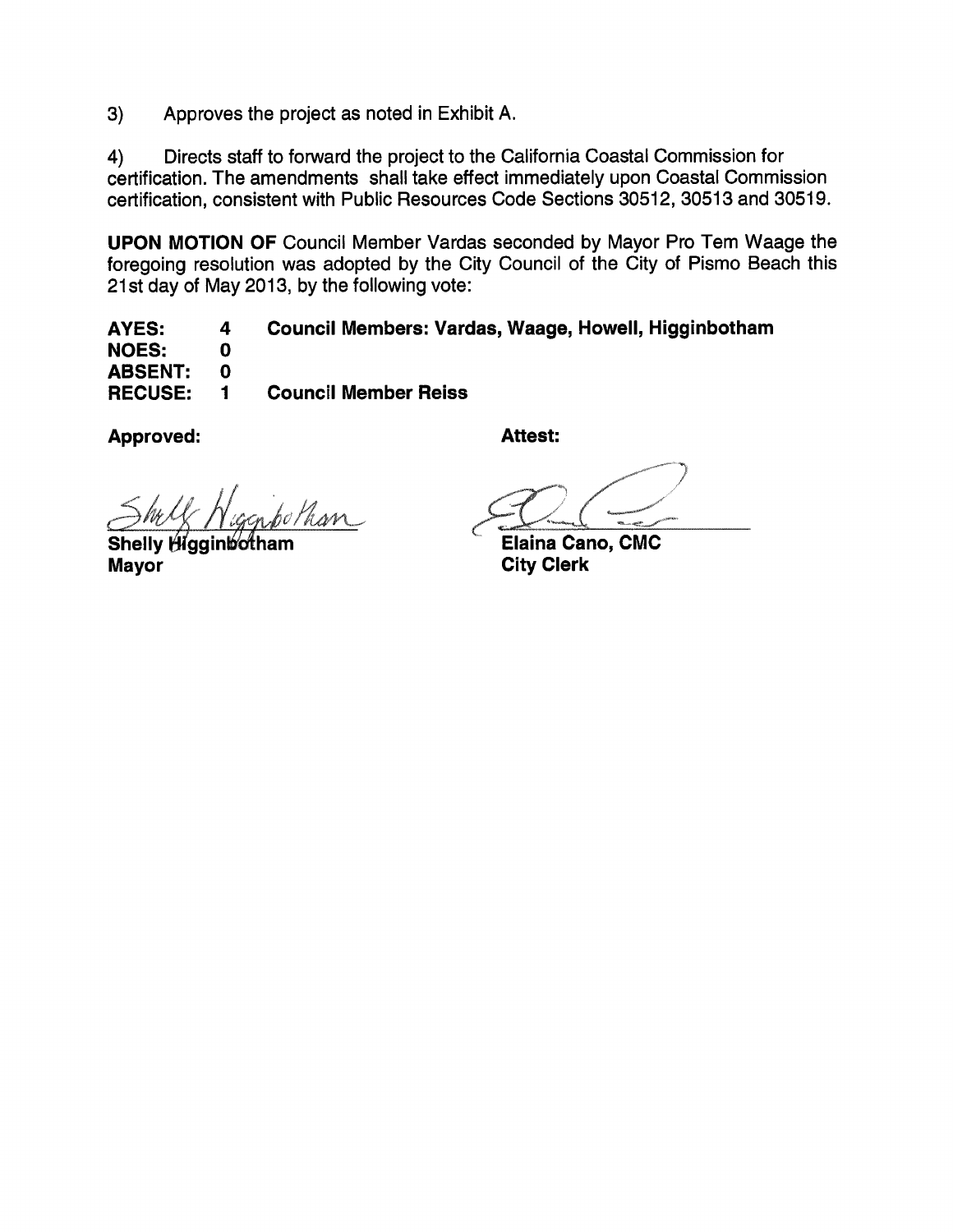3) Approves the project as noted in Exhibit A.

4) Directs staff to forward the project to the California Coastal Commission for certification. The amendments shall take effect immediately upon Coastal Commission certification, consistent with Public Resources Code Sections 30512, 30513 and 30519.

**UPON MOTION OF** Council Member Vardas seconded by Mayor Pro Tem Waage the foregoing resolution was adopted by the City Council of the City of Pismo Beach this 21st day of May 2013, by the following vote:

| | | |
|---|---|---|
| **AYES:** | **4** | **Council Members: Vardas, Waage, Howell, Higginbotham** |
| **NOES:** | **0** | |
| **ABSENT:** | **0** | |
| **RECUSE:** | **1** | **Council Member Reiss** |

**Approved:**

**Shelly Higginbotham**
**Mayor**

**Attest:**

**Elaina Cano, CMC**
**City Clerk**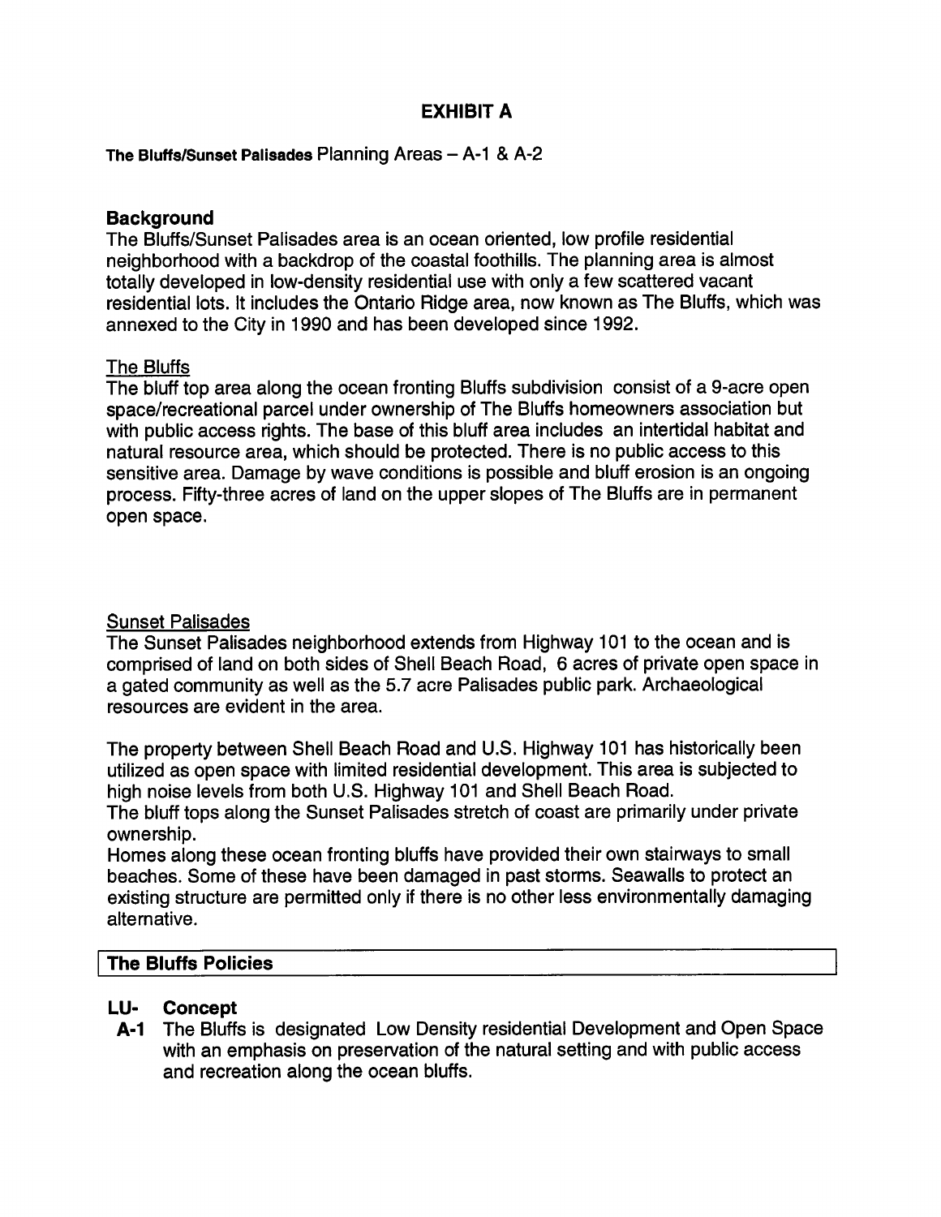# EXHIBIT A

**The Bluffs/Sunset Palisades** Planning Areas – A-1 & A-2

## Background

The Bluffs/Sunset Palisades area is an ocean oriented, low profile residential neighborhood with a backdrop of the coastal foothills. The planning area is almost totally developed in low-density residential use with only a few scattered vacant residential lots. It includes the Ontario Ridge area, now known as The Bluffs, which was annexed to the City in 1990 and has been developed since 1992.

### The Bluffs

The bluff top area along the ocean fronting Bluffs subdivision consist of a 9-acre open space/recreational parcel under ownership of The Bluffs homeowners association but with public access rights. The base of this bluff area includes an intertidal habitat and natural resource area, which should be protected. There is no public access to this sensitive area. Damage by wave conditions is possible and bluff erosion is an ongoing process. Fifty-three acres of land on the upper slopes of The Bluffs are in permanent open space.

### Sunset Palisades

The Sunset Palisades neighborhood extends from Highway 101 to the ocean and is comprised of land on both sides of Shell Beach Road, 6 acres of private open space in a gated community as well as the 5.7 acre Palisades public park. Archaeological resources are evident in the area.

The property between Shell Beach Road and U.S. Highway 101 has historically been utilized as open space with limited residential development. This area is subjected to high noise levels from both U.S. Highway 101 and Shell Beach Road.

The bluff tops along the Sunset Palisades stretch of coast are primarily under private ownership.

Homes along these ocean fronting bluffs have provided their own stairways to small beaches. Some of these have been damaged in past storms. Seawalls to protect an existing structure are permitted only if there is no other less environmentally damaging alternative.

## The Bluffs Policies

**LU-A-1 Concept**

The Bluffs is designated Low Density residential Development and Open Space with an emphasis on preservation of the natural setting and with public access and recreation along the ocean bluffs.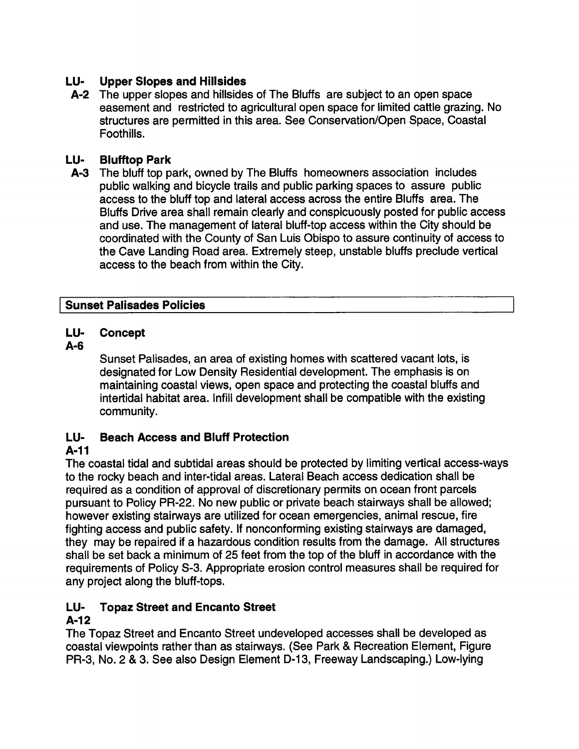**LU-A-2 Upper Slopes and Hillsides**

The upper slopes and hillsides of The Bluffs are subject to an open space easement and restricted to agricultural open space for limited cattle grazing. No structures are permitted in this area. See Conservation/Open Space, Coastal Foothills.

**LU-A-3 Blufftop Park**

The bluff top park, owned by The Bluffs homeowners association includes public walking and bicycle trails and public parking spaces to assure public access to the bluff top and lateral access across the entire Bluffs area. The Bluffs Drive area shall remain clearly and conspicuously posted for public access and use. The management of lateral bluff-top access within the City should be coordinated with the County of San Luis Obispo to assure continuity of access to the Cave Landing Road area. Extremely steep, unstable bluffs preclude vertical access to the beach from within the City.

**Sunset Palisades Policies**

**LU-A-6 Concept**

Sunset Palisades, an area of existing homes with scattered vacant lots, is designated for Low Density Residential development. The emphasis is on maintaining coastal views, open space and protecting the coastal bluffs and intertidal habitat area. Infill development shall be compatible with the existing community.

**LU-A-11 Beach Access and Bluff Protection**

The coastal tidal and subtidal areas should be protected by limiting vertical access-ways to the rocky beach and inter-tidal areas. Lateral Beach access dedication shall be required as a condition of approval of discretionary permits on ocean front parcels pursuant to Policy PR-22. No new public or private beach stairways shall be allowed; however existing stairways are utilized for ocean emergencies, animal rescue, fire fighting access and public safety. If nonconforming existing stairways are damaged, they may be repaired if a hazardous condition results from the damage. All structures shall be set back a minimum of 25 feet from the top of the bluff in accordance with the requirements of Policy S-3. Appropriate erosion control measures shall be required for any project along the bluff-tops.

**LU-A-12 Topaz Street and Encanto Street**

The Topaz Street and Encanto Street undeveloped accesses shall be developed as coastal viewpoints rather than as stairways. (See Park & Recreation Element, Figure PR-3, No. 2 & 3. See also Design Element D-13, Freeway Landscaping.) Low-lying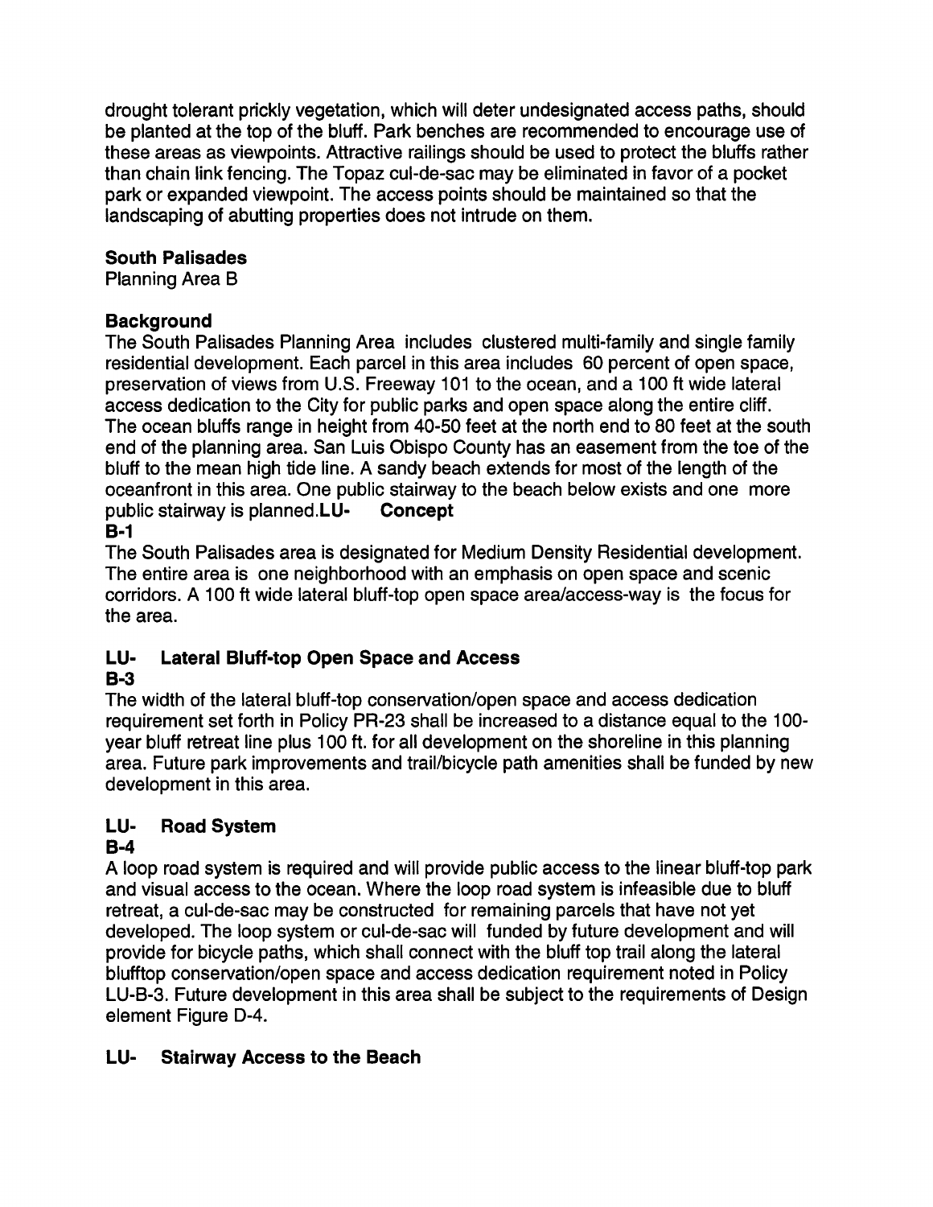drought tolerant prickly vegetation, which will deter undesignated access paths, should be planted at the top of the bluff. Park benches are recommended to encourage use of these areas as viewpoints. Attractive railings should be used to protect the bluffs rather than chain link fencing. The Topaz cul-de-sac may be eliminated in favor of a pocket park or expanded viewpoint. The access points should be maintained so that the landscaping of abutting properties does not intrude on them.

**South Palisades**
Planning Area B

**Background**
The South Palisades Planning Area includes clustered multi-family and single family residential development. Each parcel in this area includes 60 percent of open space, preservation of views from U.S. Freeway 101 to the ocean, and a 100 ft wide lateral access dedication to the City for public parks and open space along the entire cliff. The ocean bluffs range in height from 40-50 feet at the north end to 80 feet at the south end of the planning area. San Luis Obispo County has an easement from the toe of the bluff to the mean high tide line. A sandy beach extends for most of the length of the oceanfront in this area. One public stairway to the beach below exists and one more public stairway is planned.

**LU-B-1 Concept**
The South Palisades area is designated for Medium Density Residential development. The entire area is one neighborhood with an emphasis on open space and scenic corridors. A 100 ft wide lateral bluff-top open space area/access-way is the focus for the area.

**LU-B-3 Lateral Bluff-top Open Space and Access**
The width of the lateral bluff-top conservation/open space and access dedication requirement set forth in Policy PR-23 shall be increased to a distance equal to the 100-year bluff retreat line plus 100 ft. for all development on the shoreline in this planning area. Future park improvements and trail/bicycle path amenities shall be funded by new development in this area.

**LU-B-4 Road System**
A loop road system is required and will provide public access to the linear bluff-top park and visual access to the ocean. Where the loop road system is infeasible due to bluff retreat, a cul-de-sac may be constructed for remaining parcels that have not yet developed. The loop system or cul-de-sac will funded by future development and will provide for bicycle paths, which shall connect with the bluff top trail along the lateral blufftop conservation/open space and access dedication requirement noted in Policy LU-B-3. Future development in this area shall be subject to the requirements of Design element Figure D-4.

**LU- Stairway Access to the Beach**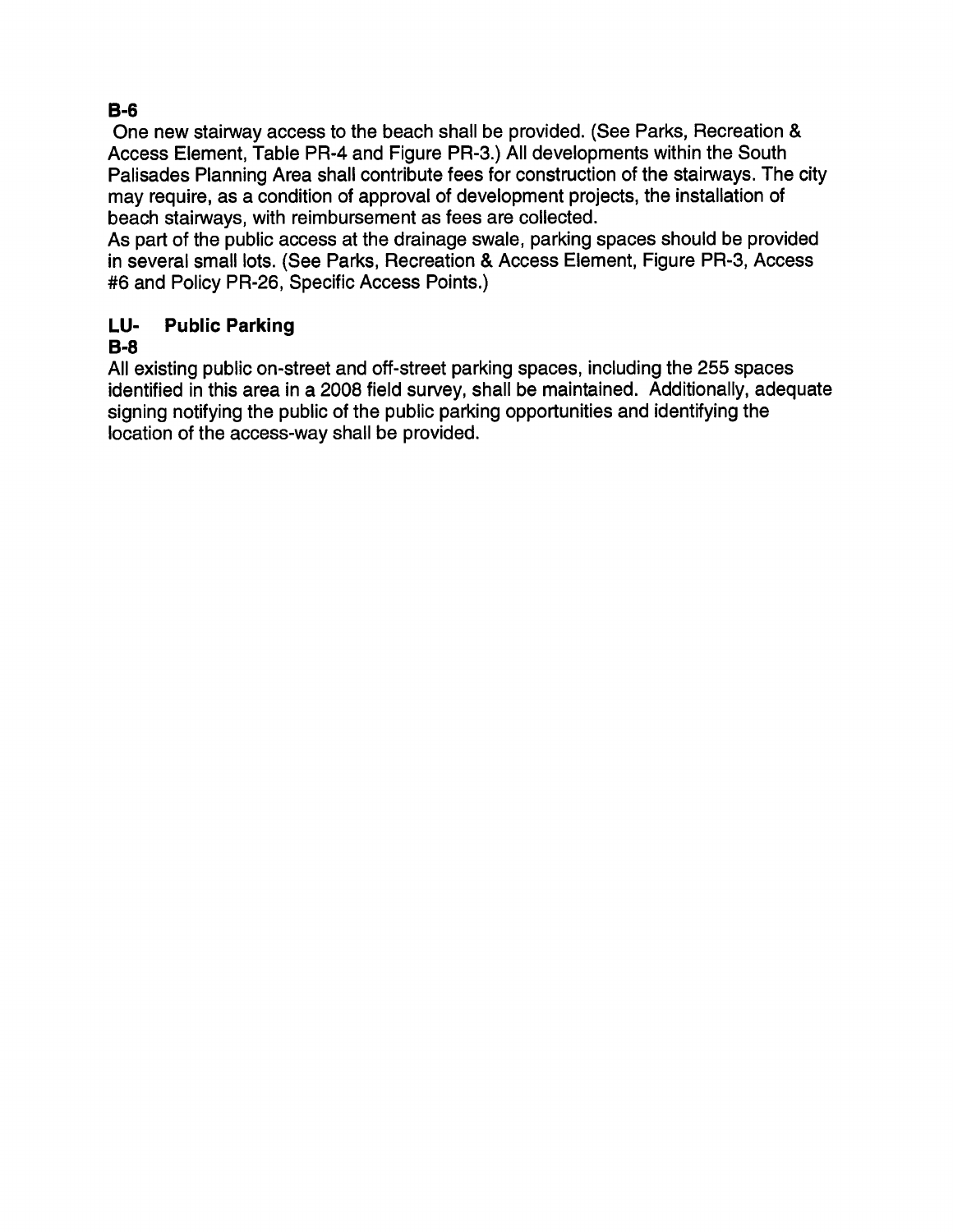**B-6**
One new stairway access to the beach shall be provided. (See Parks, Recreation & Access Element, Table PR-4 and Figure PR-3.) All developments within the South Palisades Planning Area shall contribute fees for construction of the stairways. The city may require, as a condition of approval of development projects, the installation of beach stairways, with reimbursement as fees are collected.
As part of the public access at the drainage swale, parking spaces should be provided in several small lots. (See Parks, Recreation & Access Element, Figure PR-3, Access #6 and Policy PR-26, Specific Access Points.)

**LU- B-8 Public Parking**

All existing public on-street and off-street parking spaces, including the 255 spaces identified in this area in a 2008 field survey, shall be maintained. Additionally, adequate signing notifying the public of the public parking opportunities and identifying the location of the access-way shall be provided.